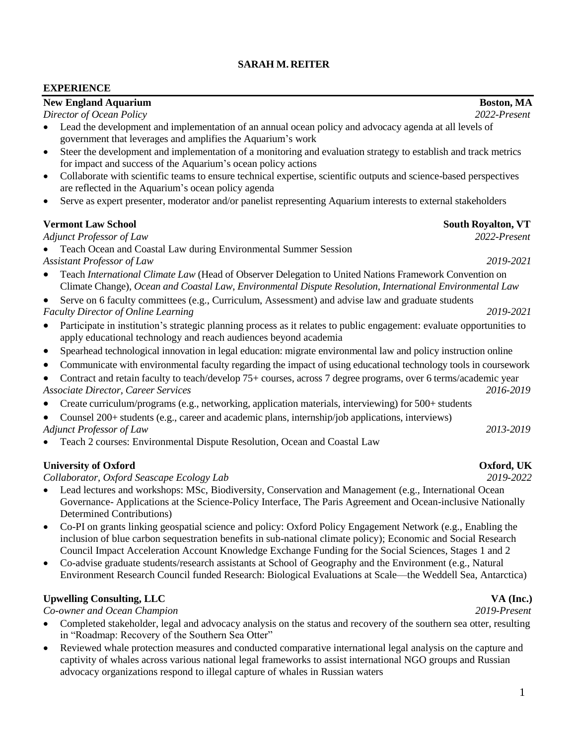# SARAH M. REITER

## EXPERIENCE

**New England Aquarium** | **Boston, MA**
*Director of Ocean Policy* | *2022-Present*

- Lead the development and implementation of an annual ocean policy and advocacy agenda at all levels of government that leverages and amplifies the Aquarium's work
- Steer the development and implementation of a monitoring and evaluation strategy to establish and track metrics for impact and success of the Aquarium's ocean policy actions
- Collaborate with scientific teams to ensure technical expertise, scientific outputs and science-based perspectives are reflected in the Aquarium's ocean policy agenda
- Serve as expert presenter, moderator and/or panelist representing Aquarium interests to external stakeholders

**Vermont Law School** | **South Royalton, VT**

*Adjunct Professor of Law* | *2022-Present*

- Teach Ocean and Coastal Law during Environmental Summer Session

*Assistant Professor of Law* | *2019-2021*

- Teach *International Climate Law* (Head of Observer Delegation to United Nations Framework Convention on Climate Change), *Ocean and Coastal Law*, *Environmental Dispute Resolution*, *International Environmental Law*
- Serve on 6 faculty committees (e.g., Curriculum, Assessment) and advise law and graduate students

*Faculty Director of Online Learning* | *2019-2021*

- Participate in institution's strategic planning process as it relates to public engagement: evaluate opportunities to apply educational technology and reach audiences beyond academia
- Spearhead technological innovation in legal education: migrate environmental law and policy instruction online
- Communicate with environmental faculty regarding the impact of using educational technology tools in coursework
- Contract and retain faculty to teach/develop 75+ courses, across 7 degree programs, over 6 terms/academic year

*Associate Director, Career Services* | *2016-2019*

- Create curriculum/programs (e.g., networking, application materials, interviewing) for 500+ students
- Counsel 200+ students (e.g., career and academic plans, internship/job applications, interviews)

*Adjunct Professor of Law* | *2013-2019*

- Teach 2 courses: Environmental Dispute Resolution, Ocean and Coastal Law

**University of Oxford** | **Oxford, UK**
*Collaborator, Oxford Seascape Ecology Lab* | *2019-2022*

- Lead lectures and workshops: MSc, Biodiversity, Conservation and Management (e.g., International Ocean Governance- Applications at the Science-Policy Interface, The Paris Agreement and Ocean-inclusive Nationally Determined Contributions)
- Co-PI on grants linking geospatial science and policy: Oxford Policy Engagement Network (e.g., Enabling the inclusion of blue carbon sequestration benefits in sub-national climate policy); Economic and Social Research Council Impact Acceleration Account Knowledge Exchange Funding for the Social Sciences, Stages 1 and 2
- Co-advise graduate students/research assistants at School of Geography and the Environment (e.g., Natural Environment Research Council funded Research: Biological Evaluations at Scale—the Weddell Sea, Antarctica)

**Upwelling Consulting, LLC** | **VA (Inc.)**
*Co-owner and Ocean Champion* | *2019-Present*

- Completed stakeholder, legal and advocacy analysis on the status and recovery of the southern sea otter, resulting in "Roadmap: Recovery of the Southern Sea Otter"
- Reviewed whale protection measures and conducted comparative international legal analysis on the capture and captivity of whales across various national legal frameworks to assist international NGO groups and Russian advocacy organizations respond to illegal capture of whales in Russian waters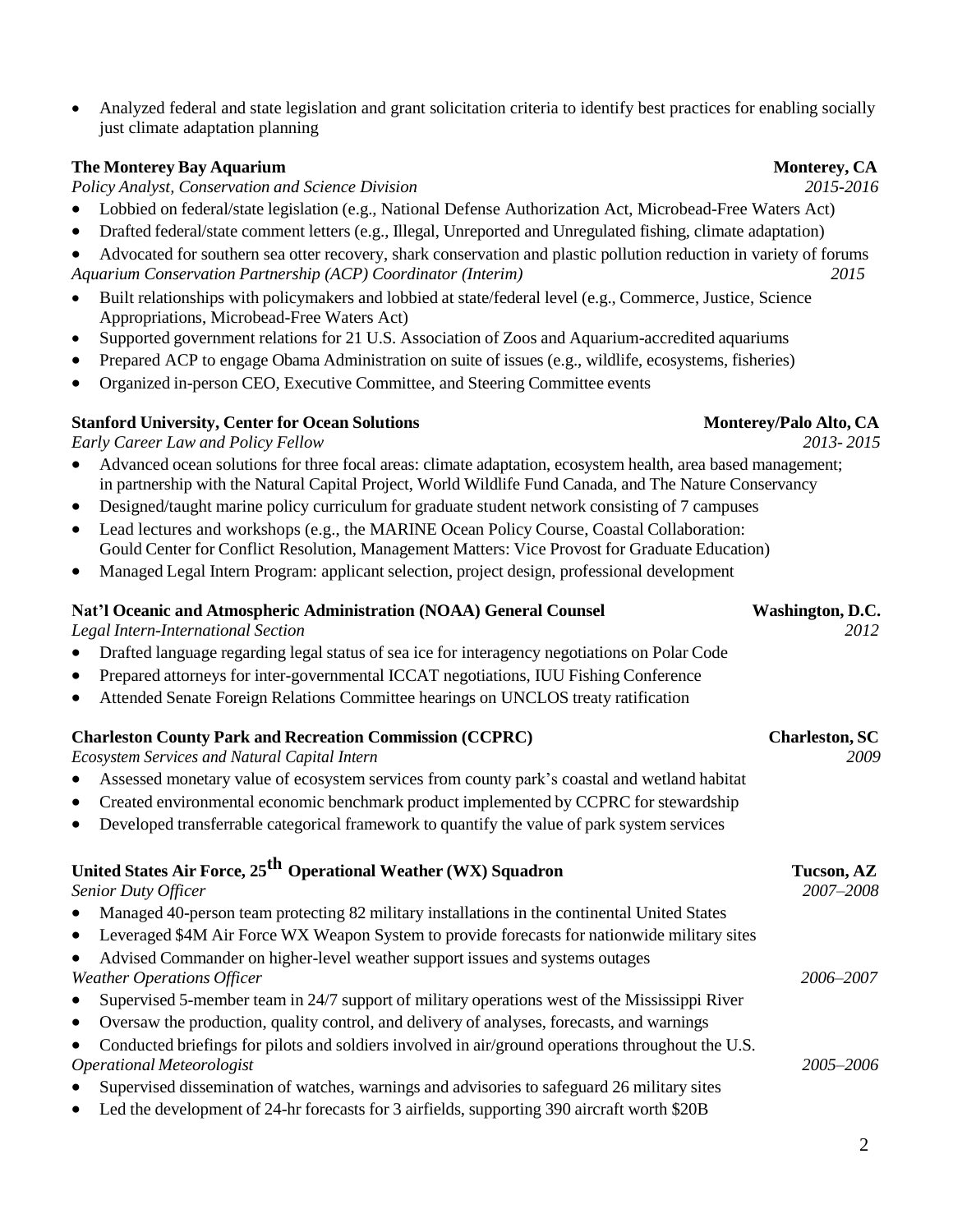- Analyzed federal and state legislation and grant solicitation criteria to identify best practices for enabling socially just climate adaptation planning

**The Monterey Bay Aquarium** **Monterey, CA**
*Policy Analyst, Conservation and Science Division* *2015-2016*

- Lobbied on federal/state legislation (e.g., National Defense Authorization Act, Microbead-Free Waters Act)
- Drafted federal/state comment letters (e.g., Illegal, Unreported and Unregulated fishing, climate adaptation)
- Advocated for southern sea otter recovery, shark conservation and plastic pollution reduction in variety of forums

*Aquarium Conservation Partnership (ACP) Coordinator (Interim)* *2015*

- Built relationships with policymakers and lobbied at state/federal level (e.g., Commerce, Justice, Science Appropriations, Microbead-Free Waters Act)
- Supported government relations for 21 U.S. Association of Zoos and Aquarium-accredited aquariums
- Prepared ACP to engage Obama Administration on suite of issues (e.g., wildlife, ecosystems, fisheries)
- Organized in-person CEO, Executive Committee, and Steering Committee events

**Stanford University, Center for Ocean Solutions** **Monterey/Palo Alto, CA**
*Early Career Law and Policy Fellow* *2013- 2015*

- Advanced ocean solutions for three focal areas: climate adaptation, ecosystem health, area based management; in partnership with the Natural Capital Project, World Wildlife Fund Canada, and The Nature Conservancy
- Designed/taught marine policy curriculum for graduate student network consisting of 7 campuses
- Lead lectures and workshops (e.g., the MARINE Ocean Policy Course, Coastal Collaboration: Gould Center for Conflict Resolution, Management Matters: Vice Provost for Graduate Education)
- Managed Legal Intern Program: applicant selection, project design, professional development

**Nat'l Oceanic and Atmospheric Administration (NOAA) General Counsel** **Washington, D.C.**
*Legal Intern-International Section* *2012*

- Drafted language regarding legal status of sea ice for interagency negotiations on Polar Code
- Prepared attorneys for inter-governmental ICCAT negotiations, IUU Fishing Conference
- Attended Senate Foreign Relations Committee hearings on UNCLOS treaty ratification

**Charleston County Park and Recreation Commission (CCPRC)** **Charleston, SC**
*Ecosystem Services and Natural Capital Intern* *2009*

- Assessed monetary value of ecosystem services from county park's coastal and wetland habitat
- Created environmental economic benchmark product implemented by CCPRC for stewardship
- Developed transferrable categorical framework to quantify the value of park system services

**United States Air Force, 25th Operational Weather (WX) Squadron** **Tucson, AZ**
*Senior Duty Officer* *2007–2008*

- Managed 40-person team protecting 82 military installations in the continental United States
- Leveraged $4M Air Force WX Weapon System to provide forecasts for nationwide military sites
- Advised Commander on higher-level weather support issues and systems outages

*Weather Operations Officer* *2006–2007*

- Supervised 5-member team in 24/7 support of military operations west of the Mississippi River
- Oversaw the production, quality control, and delivery of analyses, forecasts, and warnings
- Conducted briefings for pilots and soldiers involved in air/ground operations throughout the U.S.

*Operational Meteorologist* *2005–2006*

- Supervised dissemination of watches, warnings and advisories to safeguard 26 military sites
- Led the development of 24-hr forecasts for 3 airfields, supporting 390 aircraft worth $20B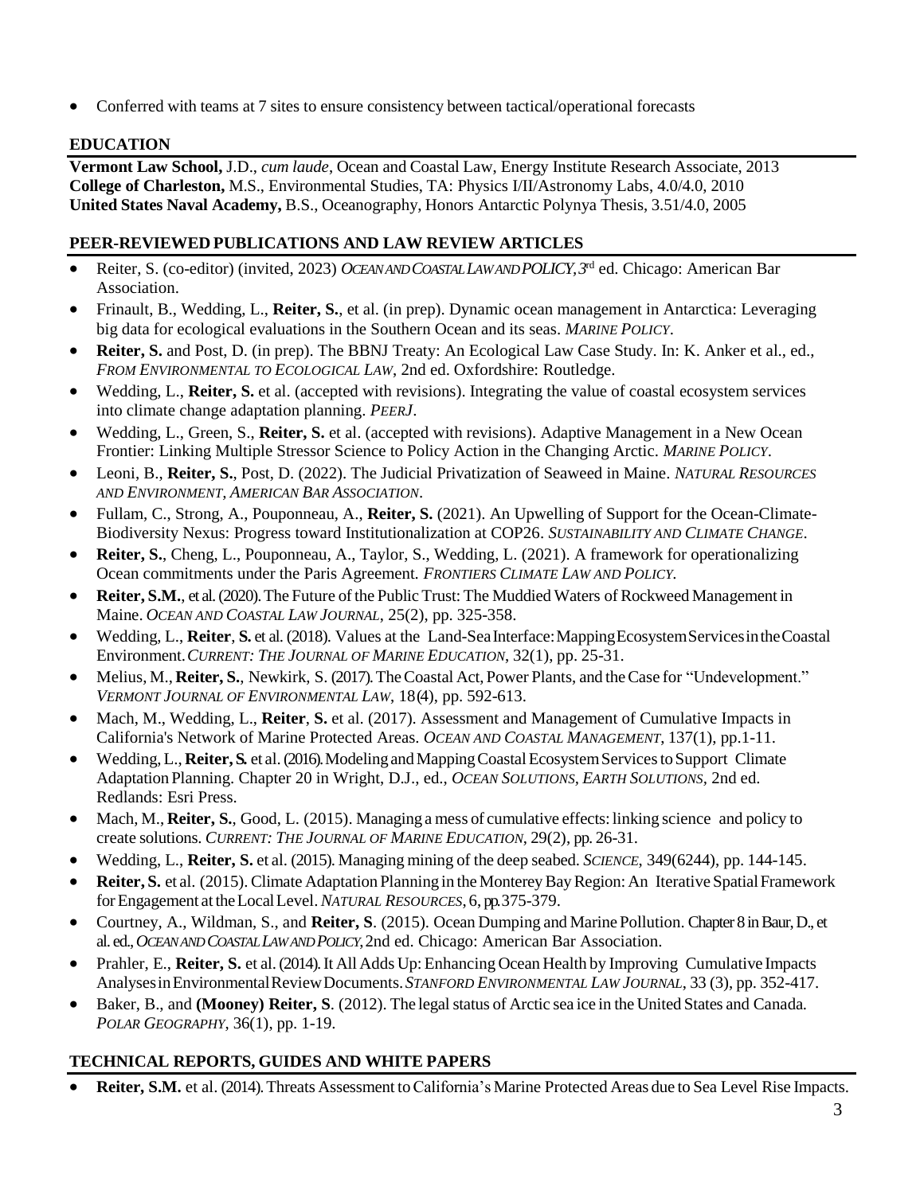- Conferred with teams at 7 sites to ensure consistency between tactical/operational forecasts

## EDUCATION

**Vermont Law School,** J.D., *cum laude*, Ocean and Coastal Law, Energy Institute Research Associate, 2013
**College of Charleston,** M.S., Environmental Studies, TA: Physics I/II/Astronomy Labs, 4.0/4.0, 2010
**United States Naval Academy,** B.S., Oceanography, Honors Antarctic Polynya Thesis, 3.51/4.0, 2005

## PEER-REVIEWED PUBLICATIONS AND LAW REVIEW ARTICLES

- Reiter, S. (co-editor) (invited, 2023) *OCEAN AND COASTAL LAW AND POLICY*, 3rd ed. Chicago: American Bar Association.
- Frinault, B., Wedding, L., **Reiter, S.**, et al. (in prep). Dynamic ocean management in Antarctica: Leveraging big data for ecological evaluations in the Southern Ocean and its seas. *MARINE POLICY*.
- **Reiter, S.** and Post, D. (in prep). The BBNJ Treaty: An Ecological Law Case Study. In: K. Anker et al., ed., *FROM ENVIRONMENTAL TO ECOLOGICAL LAW*, 2nd ed. Oxfordshire: Routledge.
- Wedding, L., **Reiter, S.** et al. (accepted with revisions). Integrating the value of coastal ecosystem services into climate change adaptation planning. *PEERJ*.
- Wedding, L., Green, S., **Reiter, S.** et al. (accepted with revisions). Adaptive Management in a New Ocean Frontier: Linking Multiple Stressor Science to Policy Action in the Changing Arctic. *MARINE POLICY*.
- Leoni, B., **Reiter, S.**, Post, D. (2022). The Judicial Privatization of Seaweed in Maine. *NATURAL RESOURCES AND ENVIRONMENT, AMERICAN BAR ASSOCIATION*.
- Fullam, C., Strong, A., Pouponneau, A., **Reiter, S.** (2021). An Upwelling of Support for the Ocean-Climate-Biodiversity Nexus: Progress toward Institutionalization at COP26. *SUSTAINABILITY AND CLIMATE CHANGE*.
- **Reiter, S.**, Cheng, L., Pouponneau, A., Taylor, S., Wedding, L. (2021). A framework for operationalizing Ocean commitments under the Paris Agreement. *FRONTIERS CLIMATE LAW AND POLICY*.
- **Reiter, S.M.**, et al. (2020). The Future of the Public Trust: The Muddied Waters of Rockweed Management in Maine. *OCEAN AND COASTAL LAW JOURNAL*, 25(2), pp. 325-358.
- Wedding, L., **Reiter**, **S.** et al. (2018). Values at the Land-Sea Interface: Mapping Ecosystem Services in the Coastal Environment. *CURRENT: THE JOURNAL OF MARINE EDUCATION*, 32(1), pp. 25-31.
- Melius, M., **Reiter, S.**, Newkirk, S. (2017). The Coastal Act, Power Plants, and the Case for "Undevelopment." *VERMONT JOURNAL OF ENVIRONMENTAL LAW*, 18(4), pp. 592-613.
- Mach, M., Wedding, L., **Reiter**, **S.** et al. (2017). Assessment and Management of Cumulative Impacts in California's Network of Marine Protected Areas. *OCEAN AND COASTAL MANAGEMENT*, 137(1), pp.1-11.
- Wedding, L., **Reiter, S.** et al. (2016). Modeling and Mapping Coastal Ecosystem Services to Support Climate Adaptation Planning. Chapter 20 in Wright, D.J., ed., *OCEAN SOLUTIONS, EARTH SOLUTIONS*, 2nd ed. Redlands: Esri Press.
- Mach, M., **Reiter, S.**, Good, L. (2015). Managing a mess of cumulative effects: linking science and policy to create solutions. *CURRENT: THE JOURNAL OF MARINE EDUCATION*, 29(2), pp. 26-31.
- Wedding, L., **Reiter, S.** et al. (2015). Managing mining of the deep seabed. *SCIENCE*, 349(6244), pp. 144-145.
- **Reiter, S.** et al. (2015). Climate Adaptation Planning in the Monterey Bay Region: An Iterative Spatial Framework for Engagement at the Local Level. *NATURAL RESOURCES*, 6, pp.375-379.
- Courtney, A., Wildman, S., and **Reiter, S**. (2015). Ocean Dumping and Marine Pollution. Chapter 8 in Baur, D., et al. ed., *OCEAN AND COASTAL LAW AND POLICY*, 2nd ed. Chicago: American Bar Association.
- Prahler, E., **Reiter, S.** et al. (2014). It All Adds Up: Enhancing Ocean Health by Improving Cumulative Impacts Analyses in Environmental Review Documents. *STANFORD ENVIRONMENTAL LAW JOURNAL*, 33 (3), pp. 352-417.
- Baker, B., and **(Mooney) Reiter, S**. (2012). The legal status of Arctic sea ice in the United States and Canada. *POLAR GEOGRAPHY*, 36(1), pp. 1-19.

## TECHNICAL REPORTS, GUIDES AND WHITE PAPERS

- **Reiter, S.M.** et al. (2014). Threats Assessment to California's Marine Protected Areas due to Sea Level Rise Impacts.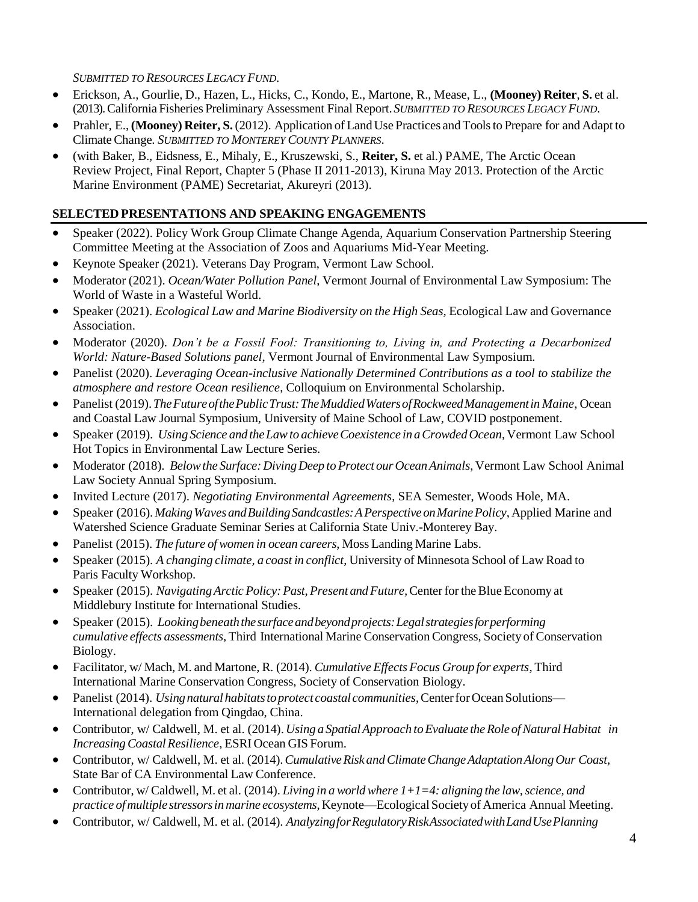*SUBMITTED TO RESOURCES LEGACY FUND.*

- Erickson, A., Gourlie, D., Hazen, L., Hicks, C., Kondo, E., Martone, R., Mease, L., **(Mooney) Reiter**, **S.** et al. (2013). California Fisheries Preliminary Assessment Final Report. *SUBMITTED TO RESOURCES LEGACY FUND.*
- Prahler, E., **(Mooney) Reiter, S.** (2012). Application of Land Use Practices and Tools to Prepare for and Adapt to Climate Change. *SUBMITTED TO MONTEREY COUNTY PLANNERS.*
- (with Baker, B., Eidsness, E., Mihaly, E., Kruszewski, S., **Reiter, S.** et al.) PAME, The Arctic Ocean Review Project, Final Report, Chapter 5 (Phase II 2011-2013), Kiruna May 2013. Protection of the Arctic Marine Environment (PAME) Secretariat, Akureyri (2013).

## SELECTED PRESENTATIONS AND SPEAKING ENGAGEMENTS

- Speaker (2022). Policy Work Group Climate Change Agenda, Aquarium Conservation Partnership Steering Committee Meeting at the Association of Zoos and Aquariums Mid-Year Meeting.
- Keynote Speaker (2021). Veterans Day Program, Vermont Law School.
- Moderator (2021). *Ocean/Water Pollution Panel*, Vermont Journal of Environmental Law Symposium: The World of Waste in a Wasteful World.
- Speaker (2021). *Ecological Law and Marine Biodiversity on the High Seas*, Ecological Law and Governance Association.
- Moderator (2020). *Don't be a Fossil Fool: Transitioning to, Living in, and Protecting a Decarbonized World: Nature-Based Solutions panel*, Vermont Journal of Environmental Law Symposium.
- Panelist (2020). *Leveraging Ocean-inclusive Nationally Determined Contributions as a tool to stabilize the atmosphere and restore Ocean resilience*, Colloquium on Environmental Scholarship.
- Panelist (2019). *The Future of the Public Trust: The Muddied Waters of Rockweed Management in Maine*, Ocean and Coastal Law Journal Symposium, University of Maine School of Law, COVID postponement.
- Speaker (2019). *Using Science and the Law to achieve Coexistence in a Crowded Ocean*, Vermont Law School Hot Topics in Environmental Law Lecture Series.
- Moderator (2018). *Below the Surface: Diving Deep to Protect our Ocean Animals*, Vermont Law School Animal Law Society Annual Spring Symposium.
- Invited Lecture (2017). *Negotiating Environmental Agreements*, SEA Semester, Woods Hole, MA.
- Speaker (2016). *Making Waves and Building Sandcastles: A Perspective on Marine Policy*, Applied Marine and Watershed Science Graduate Seminar Series at California State Univ.-Monterey Bay.
- Panelist (2015). *The future of women in ocean careers*, Moss Landing Marine Labs.
- Speaker (2015). *A changing climate, a coast in conflict*, University of Minnesota School of Law Road to Paris Faculty Workshop.
- Speaker (2015). *Navigating Arctic Policy: Past, Present and Future*, Center for the Blue Economy at Middlebury Institute for International Studies.
- Speaker (2015). *Looking beneath the surface and beyond projects: Legal strategies for performing cumulative effects assessments*, Third International Marine Conservation Congress, Society of Conservation Biology.
- Facilitator, w/ Mach, M. and Martone, R. (2014). *Cumulative Effects Focus Group for experts*, Third International Marine Conservation Congress, Society of Conservation Biology.
- Panelist (2014). *Using natural habitats to protect coastal communities*, Center for Ocean Solutions—International delegation from Qingdao, China.
- Contributor, w/ Caldwell, M. et al. (2014). *Using a Spatial Approach to Evaluate the Role of Natural Habitat in Increasing Coastal Resilience*, ESRI Ocean GIS Forum.
- Contributor, w/ Caldwell, M. et al. (2014). *Cumulative Risk and Climate Change Adaptation Along Our Coast*, State Bar of CA Environmental Law Conference.
- Contributor, w/ Caldwell, M. et al. (2014). *Living in a world where 1+1=4: aligning the law, science, and practice of multiple stressors in marine ecosystems*, Keynote—Ecological Society of America Annual Meeting.
- Contributor, w/ Caldwell, M. et al. (2014). *Analyzing for Regulatory Risk Associated with Land Use Planning*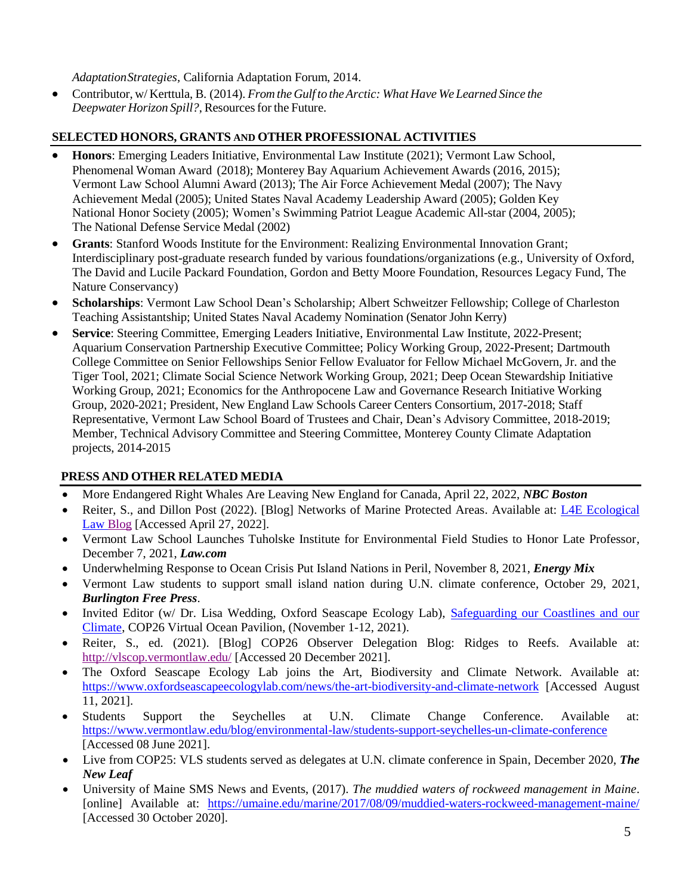*AdaptationStrategies*, California Adaptation Forum, 2014.

- Contributor, w/ Kerttula, B. (2014). *From the Gulf to the Arctic: What Have We Learned Since the Deepwater Horizon Spill?*, Resources for the Future.

## SELECTED HONORS, GRANTS AND OTHER PROFESSIONAL ACTIVITIES

- **Honors**: Emerging Leaders Initiative, Environmental Law Institute (2021); Vermont Law School, Phenomenal Woman Award (2018); Monterey Bay Aquarium Achievement Awards (2016, 2015); Vermont Law School Alumni Award (2013); The Air Force Achievement Medal (2007); The Navy Achievement Medal (2005); United States Naval Academy Leadership Award (2005); Golden Key National Honor Society (2005); Women's Swimming Patriot League Academic All-star (2004, 2005); The National Defense Service Medal (2002)
- **Grants**: Stanford Woods Institute for the Environment: Realizing Environmental Innovation Grant; Interdisciplinary post-graduate research funded by various foundations/organizations (e.g., University of Oxford, The David and Lucile Packard Foundation, Gordon and Betty Moore Foundation, Resources Legacy Fund, The Nature Conservancy)
- **Scholarships**: Vermont Law School Dean's Scholarship; Albert Schweitzer Fellowship; College of Charleston Teaching Assistantship; United States Naval Academy Nomination (Senator John Kerry)
- **Service**: Steering Committee, Emerging Leaders Initiative, Environmental Law Institute, 2022-Present; Aquarium Conservation Partnership Executive Committee; Policy Working Group, 2022-Present; Dartmouth College Committee on Senior Fellowships Senior Fellow Evaluator for Fellow Michael McGovern, Jr. and the Tiger Tool, 2021; Climate Social Science Network Working Group, 2021; Deep Ocean Stewardship Initiative Working Group, 2021; Economics for the Anthropocene Law and Governance Research Initiative Working Group, 2020-2021; President, New England Law Schools Career Centers Consortium, 2017-2018; Staff Representative, Vermont Law School Board of Trustees and Chair, Dean's Advisory Committee, 2018-2019; Member, Technical Advisory Committee and Steering Committee, Monterey County Climate Adaptation projects, 2014-2015

## PRESS AND OTHER RELATED MEDIA

- More Endangered Right Whales Are Leaving New England for Canada, April 22, 2022, ***NBC Boston***
- Reiter, S., and Dillon Post (2022). [Blog] Networks of Marine Protected Areas. Available at: L4E Ecological Law Blog [Accessed April 27, 2022].
- Vermont Law School Launches Tuholske Institute for Environmental Field Studies to Honor Late Professor, December 7, 2021, ***Law.com***
- Underwhelming Response to Ocean Crisis Put Island Nations in Peril, November 8, 2021, ***Energy Mix***
- Vermont Law students to support small island nation during U.N. climate conference, October 29, 2021, ***Burlington Free Press***.
- Invited Editor (w/ Dr. Lisa Wedding, Oxford Seascape Ecology Lab), Safeguarding our Coastlines and our Climate, COP26 Virtual Ocean Pavilion, (November 1-12, 2021).
- Reiter, S., ed. (2021). [Blog] COP26 Observer Delegation Blog: Ridges to Reefs. Available at: http://vlscop.vermontlaw.edu/ [Accessed 20 December 2021].
- The Oxford Seascape Ecology Lab joins the Art, Biodiversity and Climate Network. Available at: https://www.oxfordseascapeecologylab.com/news/the-art-biodiversity-and-climate-network [Accessed August 11, 2021].
- Students Support the Seychelles at U.N. Climate Change Conference. Available at: https://www.vermontlaw.edu/blog/environmental-law/students-support-seychelles-un-climate-conference [Accessed 08 June 2021].
- Live from COP25: VLS students served as delegates at U.N. climate conference in Spain, December 2020, ***The New Leaf***
- University of Maine SMS News and Events, (2017). *The muddied waters of rockweed management in Maine*. [online] Available at: https://umaine.edu/marine/2017/08/09/muddied-waters-rockweed-management-maine/ [Accessed 30 October 2020].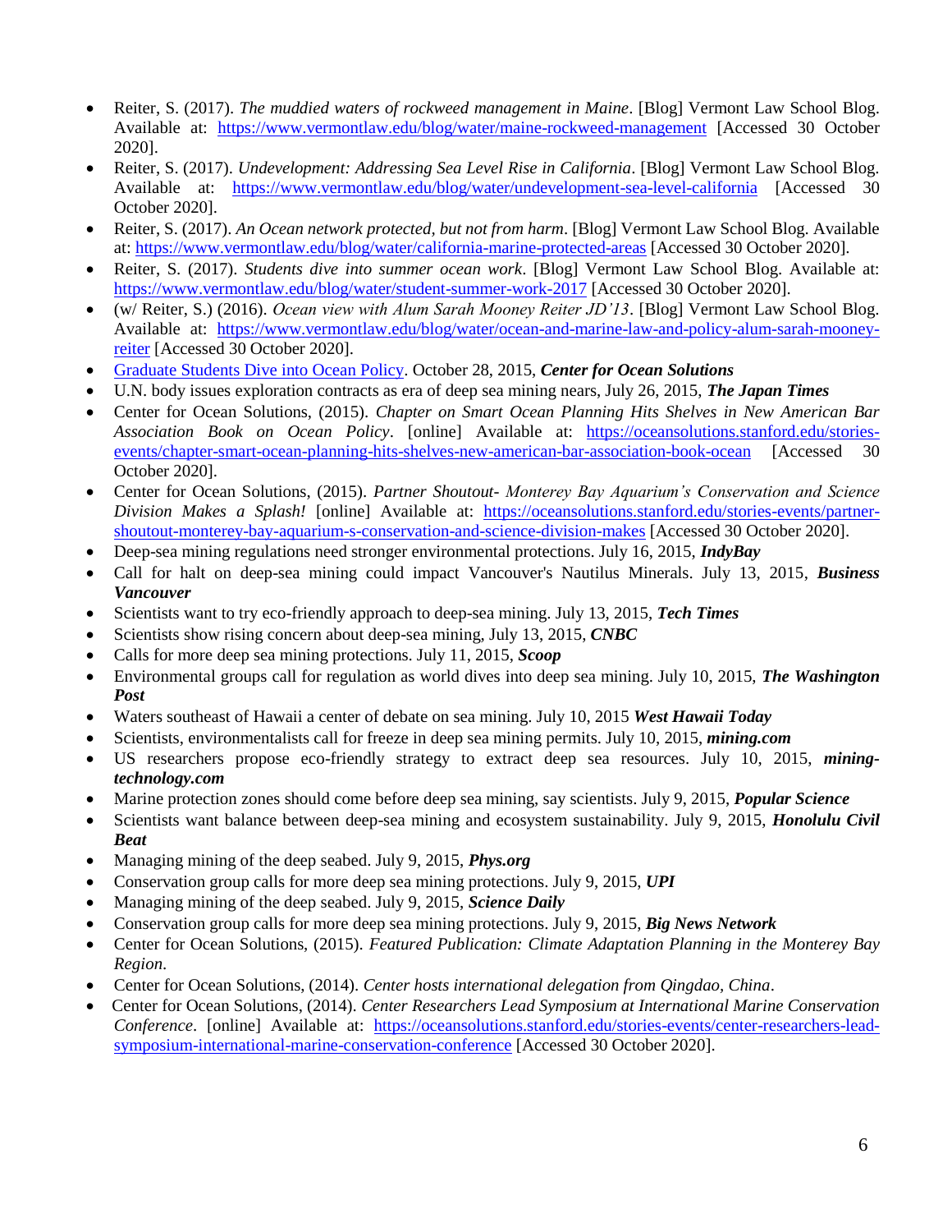- Reiter, S. (2017). *The muddied waters of rockweed management in Maine*. [Blog] Vermont Law School Blog. Available at: https://www.vermontlaw.edu/blog/water/maine-rockweed-management [Accessed 30 October 2020].
- Reiter, S. (2017). *Undevelopment: Addressing Sea Level Rise in California*. [Blog] Vermont Law School Blog. Available at: https://www.vermontlaw.edu/blog/water/undevelopment-sea-level-california [Accessed 30 October 2020].
- Reiter, S. (2017). *An Ocean network protected, but not from harm*. [Blog] Vermont Law School Blog. Available at: https://www.vermontlaw.edu/blog/water/california-marine-protected-areas [Accessed 30 October 2020].
- Reiter, S. (2017). *Students dive into summer ocean work*. [Blog] Vermont Law School Blog. Available at: https://www.vermontlaw.edu/blog/water/student-summer-work-2017 [Accessed 30 October 2020].
- (w/ Reiter, S.) (2016). *Ocean view with Alum Sarah Mooney Reiter JD'13*. [Blog] Vermont Law School Blog. Available at: https://www.vermontlaw.edu/blog/water/ocean-and-marine-law-and-policy-alum-sarah-mooney-reiter [Accessed 30 October 2020].
- Graduate Students Dive into Ocean Policy. October 28, 2015, ***Center for Ocean Solutions***
- U.N. body issues exploration contracts as era of deep sea mining nears, July 26, 2015, ***The Japan Times***
- Center for Ocean Solutions, (2015). *Chapter on Smart Ocean Planning Hits Shelves in New American Bar Association Book on Ocean Policy*. [online] Available at: https://oceansolutions.stanford.edu/stories-events/chapter-smart-ocean-planning-hits-shelves-new-american-bar-association-book-ocean [Accessed 30 October 2020].
- Center for Ocean Solutions, (2015). *Partner Shoutout- Monterey Bay Aquarium's Conservation and Science Division Makes a Splash!* [online] Available at: https://oceansolutions.stanford.edu/stories-events/partner-shoutout-monterey-bay-aquarium-s-conservation-and-science-division-makes [Accessed 30 October 2020].
- Deep-sea mining regulations need stronger environmental protections. July 16, 2015, ***IndyBay***
- Call for halt on deep-sea mining could impact Vancouver's Nautilus Minerals. July 13, 2015, ***Business Vancouver***
- Scientists want to try eco-friendly approach to deep-sea mining. July 13, 2015, ***Tech Times***
- Scientists show rising concern about deep-sea mining, July 13, 2015, ***CNBC***
- Calls for more deep sea mining protections. July 11, 2015, ***Scoop***
- Environmental groups call for regulation as world dives into deep sea mining. July 10, 2015, ***The Washington Post***
- Waters southeast of Hawaii a center of debate on sea mining. July 10, 2015 ***West Hawaii Today***
- Scientists, environmentalists call for freeze in deep sea mining permits. July 10, 2015, ***mining.com***
- US researchers propose eco-friendly strategy to extract deep sea resources. July 10, 2015, ***mining-technology.com***
- Marine protection zones should come before deep sea mining, say scientists. July 9, 2015, ***Popular Science***
- Scientists want balance between deep-sea mining and ecosystem sustainability. July 9, 2015, ***Honolulu Civil Beat***
- Managing mining of the deep seabed. July 9, 2015, ***Phys.org***
- Conservation group calls for more deep sea mining protections. July 9, 2015, ***UPI***
- Managing mining of the deep seabed. July 9, 2015, ***Science Daily***
- Conservation group calls for more deep sea mining protections. July 9, 2015, ***Big News Network***
- Center for Ocean Solutions, (2015). *Featured Publication: Climate Adaptation Planning in the Monterey Bay Region*.
- Center for Ocean Solutions, (2014). *Center hosts international delegation from Qingdao, China*.
- Center for Ocean Solutions, (2014). *Center Researchers Lead Symposium at International Marine Conservation Conference*. [online] Available at: https://oceansolutions.stanford.edu/stories-events/center-researchers-lead-symposium-international-marine-conservation-conference [Accessed 30 October 2020].